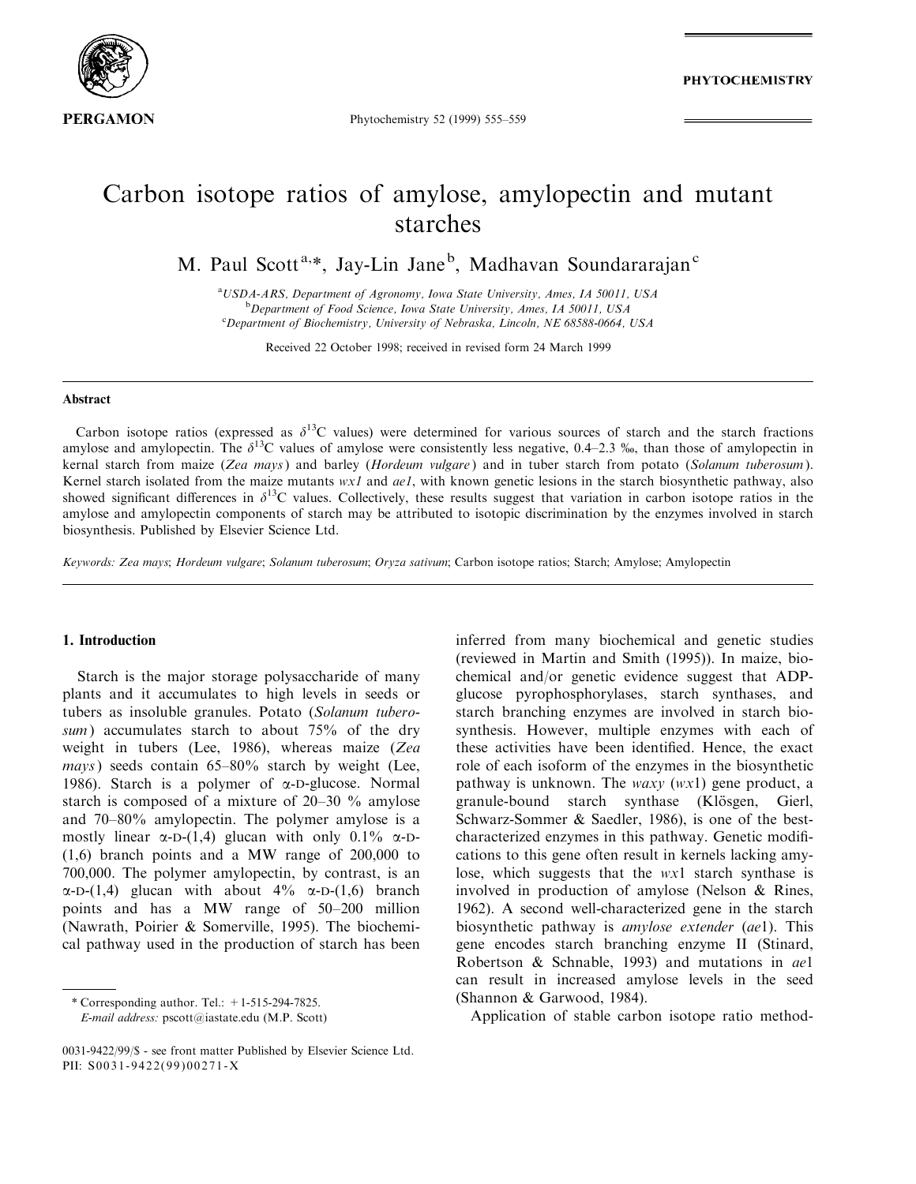# Carbon isotope ratios of amylose, amylopectin and mutant starches

M. Paul Scott[a,*], Jay-Lin Jane[b], Madhavan Soundararajan[c]

[a]USDA-ARS, Department of Agronomy, Iowa State University, Ames, IA 50011, USA
[b]Department of Food Science, Iowa State University, Ames, IA 50011, USA
[c]Department of Biochemistry, University of Nebraska, Lincoln, NE 68588-0664, USA

Received 22 October 1998; received in revised form 24 March 1999

## Abstract

Carbon isotope ratios (expressed as $\delta^{13}C$ values) were determined for various sources of starch and the starch fractions amylose and amylopectin. The $\delta^{13}C$ values of amylose were consistently less negative, 0.4–2.3 ‰, than those of amylopectin in kernal starch from maize (*Zea mays*) and barley (*Hordeum vulgare*) and in tuber starch from potato (*Solanum tuberosum*). Kernel starch isolated from the maize mutants *wx1* and *ae1*, with known genetic lesions in the starch biosynthetic pathway, also showed significant differences in $\delta^{13}C$ values. Collectively, these results suggest that variation in carbon isotope ratios in the amylose and amylopectin components of starch may be attributed to isotopic discrimination by the enzymes involved in starch biosynthesis. Published by Elsevier Science Ltd.

*Keywords:* *Zea mays*; *Hordeum vulgare*; *Solanum tuberosum*; *Oryza sativum*; Carbon isotope ratios; Starch; Amylose; Amylopectin

## 1. Introduction

Starch is the major storage polysaccharide of many plants and it accumulates to high levels in seeds or tubers as insoluble granules. Potato (*Solanum tuberosum*) accumulates starch to about 75% of the dry weight in tubers (Lee, 1986), whereas maize (*Zea mays*) seeds contain 65–80% starch by weight (Lee, 1986). Starch is a polymer of α-D-glucose. Normal starch is composed of a mixture of 20–30 % amylose and 70–80% amylopectin. The polymer amylose is a mostly linear α-D-(1,4) glucan with only 0.1% α-D-(1,6) branch points and a MW range of 200,000 to 700,000. The polymer amylopectin, by contrast, is an α-D-(1,4) glucan with about 4% α-D-(1,6) branch points and has a MW range of 50–200 million (Nawrath, Poirier & Somerville, 1995). The biochemical pathway used in the production of starch has been inferred from many biochemical and genetic studies (reviewed in Martin and Smith (1995)). In maize, biochemical and/or genetic evidence suggest that ADP-glucose pyrophosphorylases, starch synthases, and starch branching enzymes are involved in starch biosynthesis. However, multiple enzymes with each of these activities have been identified. Hence, the exact role of each isoform of the enzymes in the biosynthetic pathway is unknown. The *waxy* (*wx*1) gene product, a granule-bound starch synthase (Klösgen, Gierl, Schwarz-Sommer & Saedler, 1986), is one of the best-characterized enzymes in this pathway. Genetic modifications to this gene often result in kernels lacking amylose, which suggests that the *wx*1 starch synthase is involved in production of amylose (Nelson & Rines, 1962). A second well-characterized gene in the starch biosynthetic pathway is *amylose extender* (*ae*1). This gene encodes starch branching enzyme II (Stinard, Robertson & Schnable, 1993) and mutations in *ae*1 can result in increased amylose levels in the seed (Shannon & Garwood, 1984).

Application of stable carbon isotope ratio method-

---

\* Corresponding author. Tel.: +1-515-294-7825.
*E-mail address:* pscott@iastate.edu (M.P. Scott)

0031-9422/99/$ - see front matter Published by Elsevier Science Ltd.
PII: S0031-9422(99)00271-X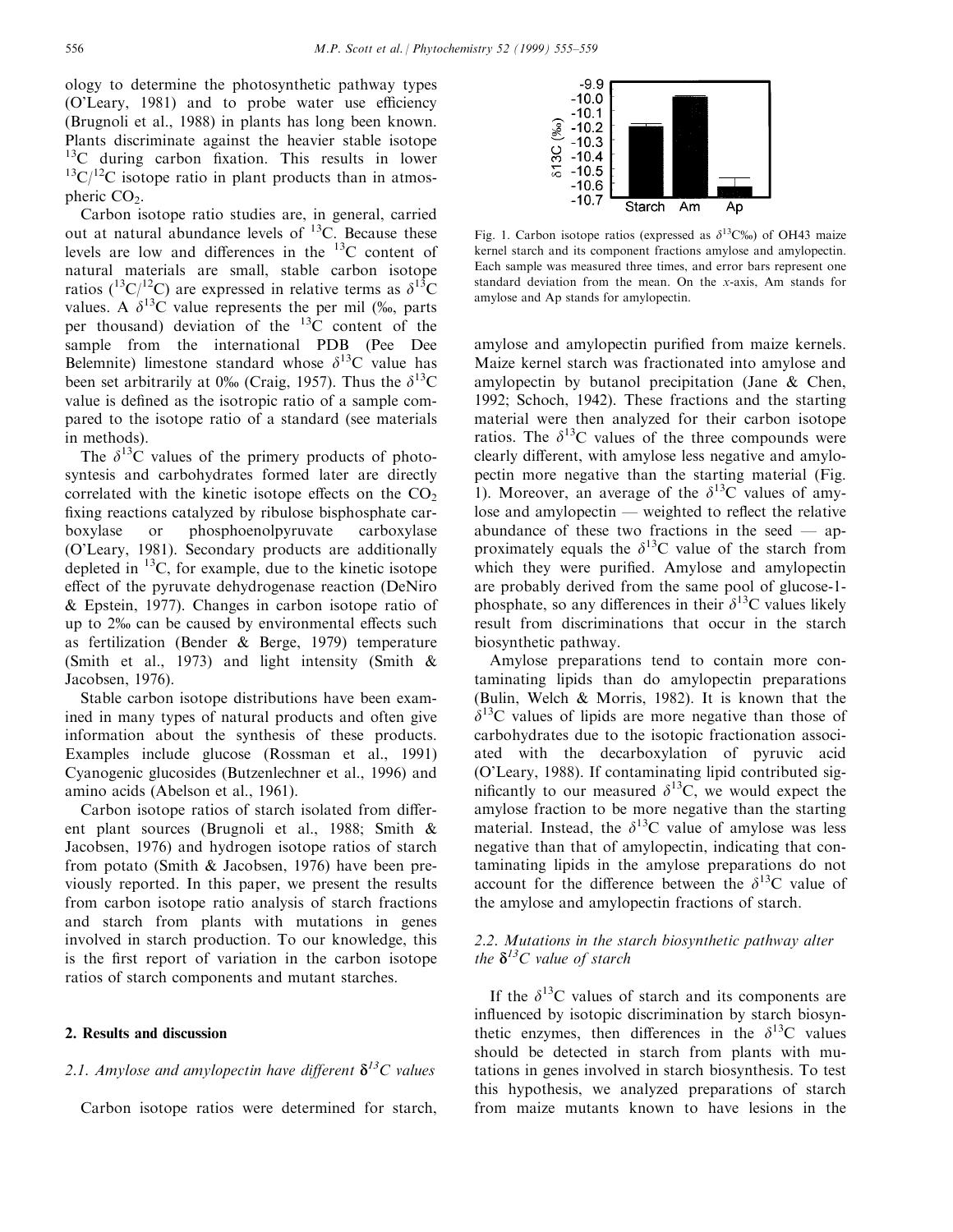ology to determine the photosynthetic pathway types (O'Leary, 1981) and to probe water use efficiency (Brugnoli et al., 1988) in plants has long been known. Plants discriminate against the heavier stable isotope $^{13}C$ during carbon fixation. This results in lower $^{13}C/^{12}C$ isotope ratio in plant products than in atmospheric $CO_2$.

Carbon isotope ratio studies are, in general, carried out at natural abundance levels of $^{13}C$. Because these levels are low and differences in the $^{13}C$ content of natural materials are small, stable carbon isotope ratios ($^{13}C/^{12}C$) are expressed in relative terms as $\delta^{13}C$ values. A $\delta^{13}C$ value represents the per mil (‰, parts per thousand) deviation of the $^{13}C$ content of the sample from the international PDB (Pee Dee Belemnite) limestone standard whose $\delta^{13}C$ value has been set arbitrarily at 0‰ (Craig, 1957). Thus the $\delta^{13}C$ value is defined as the isotropic ratio of a sample compared to the isotope ratio of a standard (see materials in methods).

The $\delta^{13}C$ values of the primery products of photosyntesis and carbohydrates formed later are directly correlated with the kinetic isotope effects on the $CO_2$ fixing reactions catalyzed by ribulose bisphosphate carboxylase or phosphoenolpyruvate carboxylase (O'Leary, 1981). Secondary products are additionally depleted in $^{13}C$, for example, due to the kinetic isotope effect of the pyruvate dehydrogenase reaction (DeNiro & Epstein, 1977). Changes in carbon isotope ratio of up to 2‰ can be caused by environmental effects such as fertilization (Bender & Berge, 1979) temperature (Smith et al., 1973) and light intensity (Smith & Jacobsen, 1976).

Stable carbon isotope distributions have been examined in many types of natural products and often give information about the synthesis of these products. Examples include glucose (Rossman et al., 1991) Cyanogenic glucosides (Butzenlechner et al., 1996) and amino acids (Abelson et al., 1961).

Carbon isotope ratios of starch isolated from different plant sources (Brugnoli et al., 1988; Smith & Jacobsen, 1976) and hydrogen isotope ratios of starch from potato (Smith & Jacobsen, 1976) have been previously reported. In this paper, we present the results from carbon isotope ratio analysis of starch fractions and starch from plants with mutations in genes involved in starch production. To our knowledge, this is the first report of variation in the carbon isotope ratios of starch components and mutant starches.

## 2. Results and discussion

### 2.1. Amylose and amylopectin have different $\delta^{13}C$ values

Carbon isotope ratios were determined for starch, amylose and amylopectin purified from maize kernels. Maize kernel starch was fractionated into amylose and amylopectin by butanol precipitation (Jane & Chen, 1992; Schoch, 1942). These fractions and the starting material were then analyzed for their carbon isotope ratios. The $\delta^{13}C$ values of the three compounds were clearly different, with amylose less negative and amylopectin more negative than the starting material (Fig. 1). Moreover, an average of the $\delta^{13}C$ values of amylose and amylopectin — weighted to reflect the relative abundance of these two fractions in the seed — approximately equals the $\delta^{13}C$ value of the starch from which they were purified. Amylose and amylopectin are probably derived from the same pool of glucose-1-phosphate, so any differences in their $\delta^{13}C$ values likely result from discriminations that occur in the starch biosynthetic pathway.

Fig. 1. Carbon isotope ratios (expressed as $\delta^{13}C$‰) of OH43 maize kernel starch and its component fractions amylose and amylopectin. Each sample was measured three times, and error bars represent one standard deviation from the mean. On the x-axis, Am stands for amylose and Ap stands for amylopectin.

Amylose preparations tend to contain more contaminating lipids than do amylopectin preparations (Bulin, Welch & Morris, 1982). It is known that the $\delta^{13}C$ values of lipids are more negative than those of carbohydrates due to the isotopic fractionation associated with the decarboxylation of pyruvic acid (O'Leary, 1988). If contaminating lipid contributed significantly to our measured $\delta^{13}C$, we would expect the amylose fraction to be more negative than the starting material. Instead, the $\delta^{13}C$ value of amylose was less negative than that of amylopectin, indicating that contaminating lipids in the amylose preparations do not account for the difference between the $\delta^{13}C$ value of the amylose and amylopectin fractions of starch.

### 2.2. Mutations in the starch biosynthetic pathway alter the $\delta^{13}C$ value of starch

If the $\delta^{13}C$ values of starch and its components are influenced by isotopic discrimination by starch biosynthetic enzymes, then differences in the $\delta^{13}C$ values should be detected in starch from plants with mutations in genes involved in starch biosynthesis. To test this hypothesis, we analyzed preparations of starch from maize mutants known to have lesions in the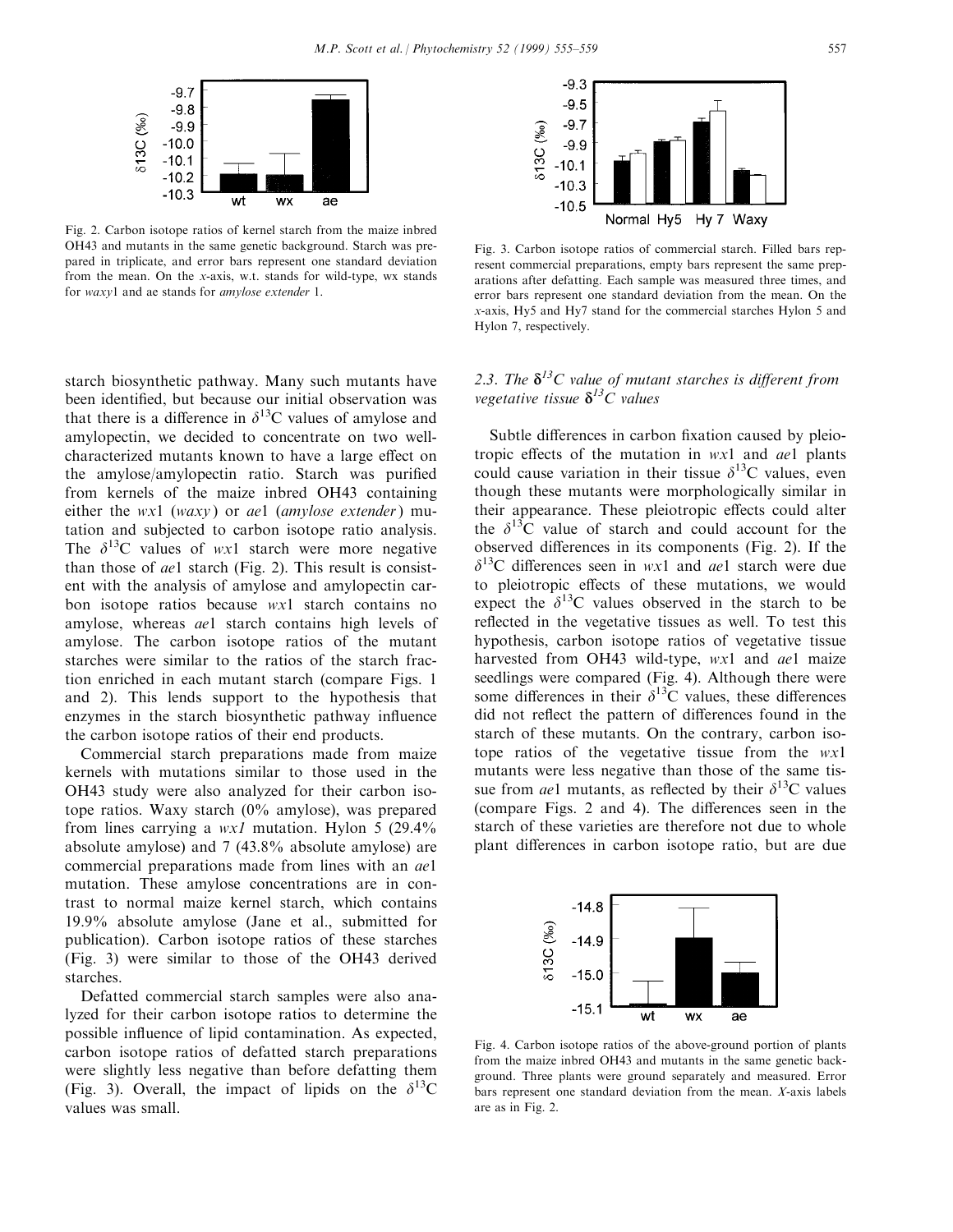Fig. 2. Carbon isotope ratios of kernel starch from the maize inbred OH43 and mutants in the same genetic background. Starch was prepared in triplicate, and error bars represent one standard deviation from the mean. On the *x*-axis, w.t. stands for wild-type, wx stands for *waxy*1 and ae stands for *amylose extender* 1.

Fig. 3. Carbon isotope ratios of commercial starch. Filled bars represent commercial preparations, empty bars represent the same preparations after defatting. Each sample was measured three times, and error bars represent one standard deviation from the mean. On the *x*-axis, Hy5 and Hy7 stand for the commercial starches Hylon 5 and Hylon 7, respectively.

starch biosynthetic pathway. Many such mutants have been identified, but because our initial observation was that there is a difference in $\delta^{13}C$ values of amylose and amylopectin, we decided to concentrate on two well-characterized mutants known to have a large effect on the amylose/amylopectin ratio. Starch was purified from kernels of the maize inbred OH43 containing either the *wx*1 (*waxy*) or *ae*1 (*amylose extender*) mutation and subjected to carbon isotope ratio analysis. The $\delta^{13}C$ values of *wx*1 starch were more negative than those of *ae*1 starch (Fig. 2). This result is consistent with the analysis of amylose and amylopectin carbon isotope ratios because *wx*1 starch contains no amylose, whereas *ae*1 starch contains high levels of amylose. The carbon isotope ratios of the mutant starches were similar to the ratios of the starch fraction enriched in each mutant starch (compare Figs. 1 and 2). This lends support to the hypothesis that enzymes in the starch biosynthetic pathway influence the carbon isotope ratios of their end products.

Commercial starch preparations made from maize kernels with mutations similar to those used in the OH43 study were also analyzed for their carbon isotope ratios. Waxy starch (0% amylose), was prepared from lines carrying a *wx1* mutation. Hylon 5 (29.4% absolute amylose) and 7 (43.8% absolute amylose) are commercial preparations made from lines with an *ae*1 mutation. These amylose concentrations are in contrast to normal maize kernel starch, which contains 19.9% absolute amylose (Jane et al., submitted for publication). Carbon isotope ratios of these starches (Fig. 3) were similar to those of the OH43 derived starches.

Defatted commercial starch samples were also analyzed for their carbon isotope ratios to determine the possible influence of lipid contamination. As expected, carbon isotope ratios of defatted starch preparations were slightly less negative than before defatting them (Fig. 3). Overall, the impact of lipids on the $\delta^{13}C$ values was small.

### 2.3. The $\delta^{13}C$ value of mutant starches is different from vegetative tissue $\delta^{13}C$ values

Subtle differences in carbon fixation caused by pleiotropic effects of the mutation in *wx*1 and *ae*1 plants could cause variation in their tissue $\delta^{13}C$ values, even though these mutants were morphologically similar in their appearance. These pleiotropic effects could alter the $\delta^{13}C$ value of starch and could account for the observed differences in its components (Fig. 2). If the $\delta^{13}C$ differences seen in *wx*1 and *ae*1 starch were due to pleiotropic effects of these mutations, we would expect the $\delta^{13}C$ values observed in the starch to be reflected in the vegetative tissues as well. To test this hypothesis, carbon isotope ratios of vegetative tissue harvested from OH43 wild-type, *wx*1 and *ae*1 maize seedlings were compared (Fig. 4). Although there were some differences in their $\delta^{13}C$ values, these differences did not reflect the pattern of differences found in the starch of these mutants. On the contrary, carbon isotope ratios of the vegetative tissue from the *wx*1 mutants were less negative than those of the same tissue from *ae*1 mutants, as reflected by their $\delta^{13}C$ values (compare Figs. 2 and 4). The differences seen in the starch of these varieties are therefore not due to whole plant differences in carbon isotope ratio, but are due

Fig. 4. Carbon isotope ratios of the above-ground portion of plants from the maize inbred OH43 and mutants in the same genetic background. Three plants were ground separately and measured. Error bars represent one standard deviation from the mean. *X*-axis labels are as in Fig. 2.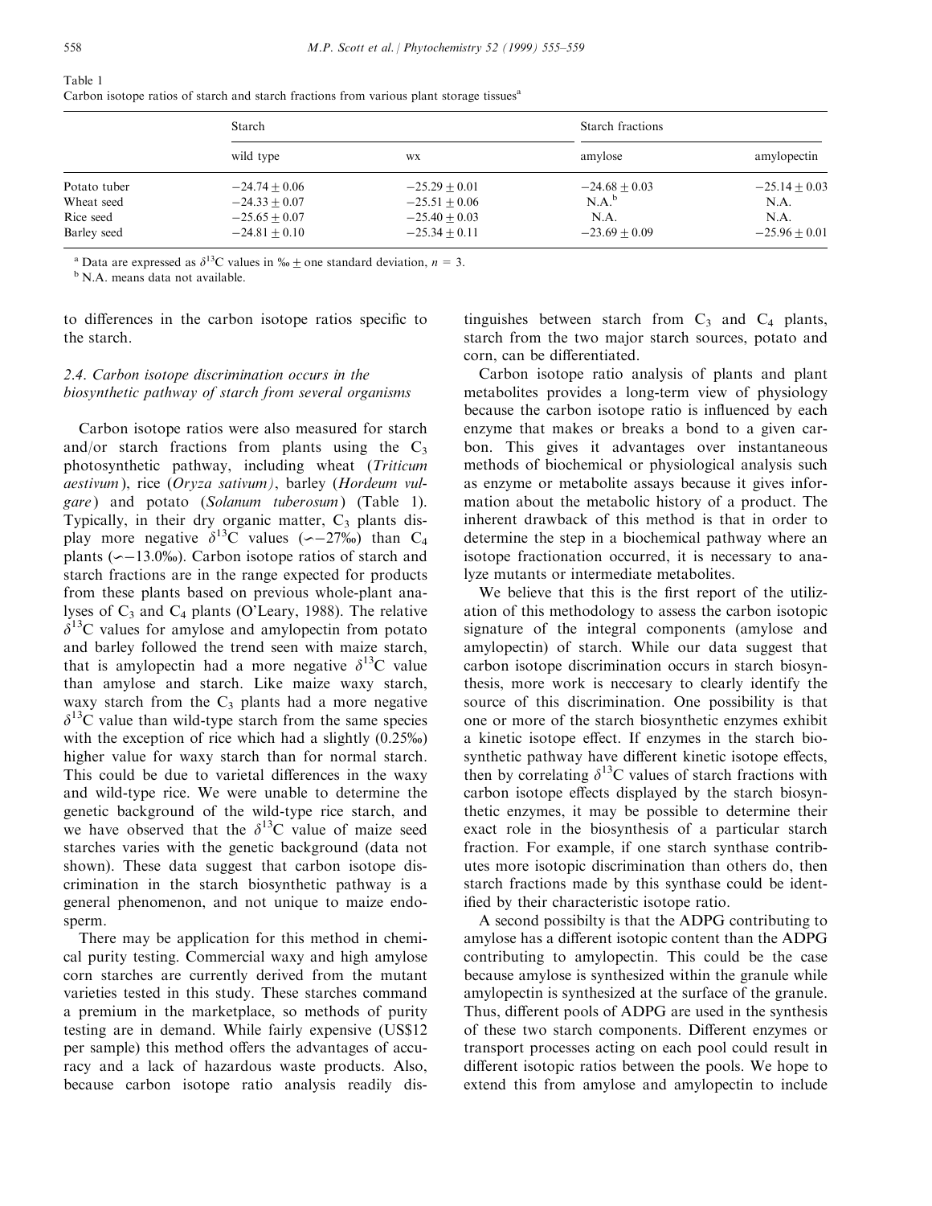Table 1
Carbon isotope ratios of starch and starch fractions from various plant storage tissues[a]

| | Starch | | Starch fractions | |
|---|---|---|---|---|
| | wild type | wx | amylose | amylopectin |
| Potato tuber | −24.74 ± 0.06 | −25.29 ± 0.01 | −24.68 ± 0.03 | −25.14 ± 0.03 |
| Wheat seed | −24.33 ± 0.07 | −25.51 ± 0.06 | N.A.[b] | N.A. |
| Rice seed | −25.65 ± 0.07 | −25.40 ± 0.03 | N.A. | N.A. |
| Barley seed | −24.81 ± 0.10 | −25.34 ± 0.11 | −23.69 ± 0.09 | −25.96 ± 0.01 |

[a] Data are expressed as $\delta^{13}$C values in ‰ ± one standard deviation, $n = 3$.
[b] N.A. means data not available.

to differences in the carbon isotope ratios specific to the starch.

### 2.4. Carbon isotope discrimination occurs in the biosynthetic pathway of starch from several organisms

Carbon isotope ratios were also measured for starch and/or starch fractions from plants using the $C_3$ photosynthetic pathway, including wheat (*Triticum aestivum*), rice (*Oryza sativum)*, barley (*Hordeum vulgare*) and potato (*Solanum tuberosum*) (Table 1). Typically, in their dry organic matter, $C_3$ plants display more negative $\delta^{13}$C values (∽−27‰) than $C_4$ plants (∽−13.0‰). Carbon isotope ratios of starch and starch fractions are in the range expected for products from these plants based on previous whole-plant analyses of $C_3$ and $C_4$ plants (O'Leary, 1988). The relative $\delta^{13}$C values for amylose and amylopectin from potato and barley followed the trend seen with maize starch, that is amylopectin had a more negative $\delta^{13}$C value than amylose and starch. Like maize waxy starch, waxy starch from the $C_3$ plants had a more negative $\delta^{13}$C value than wild-type starch from the same species with the exception of rice which had a slightly (0.25‰) higher value for waxy starch than for normal starch. This could be due to varietal differences in the waxy and wild-type rice. We were unable to determine the genetic background of the wild-type rice starch, and we have observed that the $\delta^{13}$C value of maize seed starches varies with the genetic background (data not shown). These data suggest that carbon isotope discrimination in the starch biosynthetic pathway is a general phenomenon, and not unique to maize endosperm.

There may be application for this method in chemical purity testing. Commercial waxy and high amylose corn starches are currently derived from the mutant varieties tested in this study. These starches command a premium in the marketplace, so methods of purity testing are in demand. While fairly expensive (US$12 per sample) this method offers the advantages of accuracy and a lack of hazardous waste products. Also, because carbon isotope ratio analysis readily distinguishes between starch from $C_3$ and $C_4$ plants, starch from the two major starch sources, potato and corn, can be differentiated.

Carbon isotope ratio analysis of plants and plant metabolites provides a long-term view of physiology because the carbon isotope ratio is influenced by each enzyme that makes or breaks a bond to a given carbon. This gives it advantages over instantaneous methods of biochemical or physiological analysis such as enzyme or metabolite assays because it gives information about the metabolic history of a product. The inherent drawback of this method is that in order to determine the step in a biochemical pathway where an isotope fractionation occurred, it is necessary to analyze mutants or intermediate metabolites.

We believe that this is the first report of the utilization of this methodology to assess the carbon isotopic signature of the integral components (amylose and amylopectin) of starch. While our data suggest that carbon isotope discrimination occurs in starch biosynthesis, more work is neccesary to clearly identify the source of this discrimination. One possibility is that one or more of the starch biosynthetic enzymes exhibit a kinetic isotope effect. If enzymes in the starch biosynthetic pathway have different kinetic isotope effects, then by correlating $\delta^{13}$C values of starch fractions with carbon isotope effects displayed by the starch biosynthetic enzymes, it may be possible to determine their exact role in the biosynthesis of a particular starch fraction. For example, if one starch synthase contributes more isotopic discrimination than others do, then starch fractions made by this synthase could be identified by their characteristic isotope ratio.

A second possibilty is that the ADPG contributing to amylose has a different isotopic content than the ADPG contributing to amylopectin. This could be the case because amylose is synthesized within the granule while amylopectin is synthesized at the surface of the granule. Thus, different pools of ADPG are used in the synthesis of these two starch components. Different enzymes or transport processes acting on each pool could result in different isotopic ratios between the pools. We hope to extend this from amylose and amylopectin to include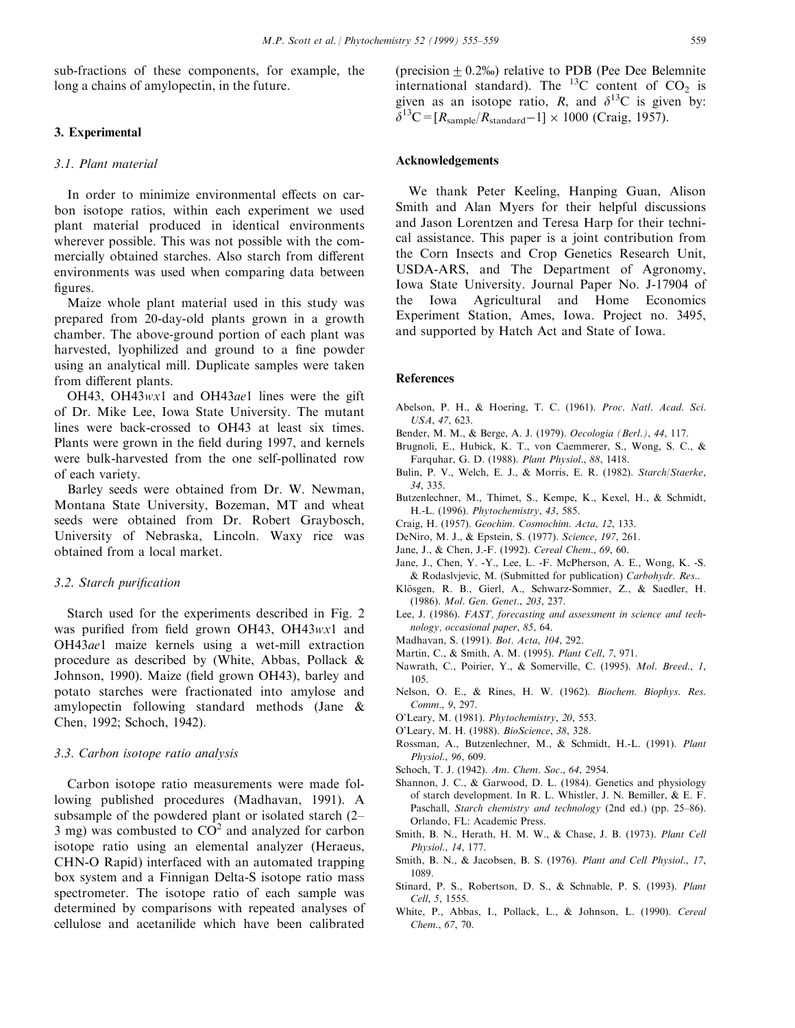sub-fractions of these components, for example, the long a chains of amylopectin, in the future.

## 3. Experimental

### 3.1. Plant material

In order to minimize environmental effects on carbon isotope ratios, within each experiment we used plant material produced in identical environments wherever possible. This was not possible with the commercially obtained starches. Also starch from different environments was used when comparing data between figures.

Maize whole plant material used in this study was prepared from 20-day-old plants grown in a growth chamber. The above-ground portion of each plant was harvested, lyophilized and ground to a fine powder using an analytical mill. Duplicate samples were taken from different plants.

OH43, OH43*wx*1 and OH43*ae*1 lines were the gift of Dr. Mike Lee, Iowa State University. The mutant lines were back-crossed to OH43 at least six times. Plants were grown in the field during 1997, and kernels were bulk-harvested from the one self-pollinated row of each variety.

Barley seeds were obtained from Dr. W. Newman, Montana State University, Bozeman, MT and wheat seeds were obtained from Dr. Robert Graybosch, University of Nebraska, Lincoln. Waxy rice was obtained from a local market.

### 3.2. Starch purification

Starch used for the experiments described in Fig. 2 was purified from field grown OH43, OH43*wx*1 and OH43*ae*1 maize kernels using a wet-mill extraction procedure as described by (White, Abbas, Pollack & Johnson, 1990). Maize (field grown OH43), barley and potato starches were fractionated into amylose and amylopectin following standard methods (Jane & Chen, 1992; Schoch, 1942).

### 3.3. Carbon isotope ratio analysis

Carbon isotope ratio measurements were made following published procedures (Madhavan, 1991). A subsample of the powdered plant or isolated starch (2–3 mg) was combusted to $CO^2$ and analyzed for carbon isotope ratio using an elemental analyzer (Heraeus, CHN-O Rapid) interfaced with an automated trapping box system and a Finnigan Delta-S isotope ratio mass spectrometer. The isotope ratio of each sample was determined by comparisons with repeated analyses of cellulose and acetanilide which have been calibrated (precision $\pm$ 0.2‰) relative to PDB (Pee Dee Belemnite international standard). The $^{13}C$ content of $CO_2$ is given as an isotope ratio, $R$, and $\delta^{13}C$ is given by: $\delta^{13}C = [R_{sample}/R_{standard} - 1] \times 1000$ (Craig, 1957).

## Acknowledgements

We thank Peter Keeling, Hanping Guan, Alison Smith and Alan Myers for their helpful discussions and Jason Lorentzen and Teresa Harp for their technical assistance. This paper is a joint contribution from the Corn Insects and Crop Genetics Research Unit, USDA-ARS, and The Department of Agronomy, Iowa State University. Journal Paper No. J-17904 of the Iowa Agricultural and Home Economics Experiment Station, Ames, Iowa. Project no. 3495, and supported by Hatch Act and State of Iowa.

## References

- Abelson, P. H., & Hoering, T. C. (1961). *Proc. Natl. Acad. Sci. USA*, *47*, 623.
- Bender, M. M., & Berge, A. J. (1979). *Oecologia (Berl.)*, *44*, 117.
- Brugnoli, E., Hubick, K. T., von Caemmerer, S., Wong, S. C., & Farquhar, G. D. (1988). *Plant Physiol.*, *88*, 1418.
- Bulin, P. V., Welch, E. J., & Morris, E. R. (1982). *Starch/Staerke*, *34*, 335.
- Butzenlechner, M., Thimet, S., Kempe, K., Kexel, H., & Schmidt, H.-L. (1996). *Phytochemistry*, *43*, 585.
- Craig, H. (1957). *Geochim. Cosmochim. Acta*, *12*, 133.
- DeNiro, M. J., & Epstein, S. (1977). *Science*, *197*, 261.
- Jane, J., & Chen, J.-F. (1992). *Cereal Chem.*, *69*, 60.
- Jane, J., Chen, Y. -Y., Lee, L. -F. McPherson, A. E., Wong, K. -S. & Rodaslvjevic, M. (Submitted for publication) *Carbohydr. Res.*.
- Klösgen, R. B., Gierl, A., Schwarz-Sommer, Z., & Saedler, H. (1986). *Mol. Gen. Genet.*, *203*, 237.
- Lee, J. (1986). *FAST, forecasting and assessment in science and technology, occasional paper*, *85*, 64.
- Madhavan, S. (1991). *Bot. Acta*, *104*, 292.
- Martin, C., & Smith, A. M. (1995). *Plant Cell*, *7*, 971.
- Nawrath, C., Poirier, Y., & Somerville, C. (1995). *Mol. Breed.*, *1*, 105.
- Nelson, O. E., & Rines, H. W. (1962). *Biochem. Biophys. Res. Comm.*, *9*, 297.
- O'Leary, M. (1981). *Phytochemistry*, *20*, 553.
- O'Leary, M. H. (1988). *BioScience*, *38*, 328.
- Rossman, A., Butzenlechner, M., & Schmidt, H.-L. (1991). *Plant Physiol.*, *96*, 609.
- Schoch, T. J. (1942). *Am. Chem. Soc.*, *64*, 2954.
- Shannon, J. C., & Garwood, D. L. (1984). Genetics and physiology of starch development. In R. L. Whistler, J. N. Bemiller, & E. F. Paschall, *Starch chemistry and technology* (2nd ed.) (pp. 25–86). Orlando, FL: Academic Press.
- Smith, B. N., Herath, H. M. W., & Chase, J. B. (1973). *Plant Cell Physiol.*, *14*, 177.
- Smith, B. N., & Jacobsen, B. S. (1976). *Plant and Cell Physiol.*, *17*, 1089.
- Stinard, P. S., Robertson, D. S., & Schnable, P. S. (1993). *Plant Cell*, *5*, 1555.
- White, P., Abbas, I., Pollack, L., & Johnson, L. (1990). *Cereal Chem.*, *67*, 70.